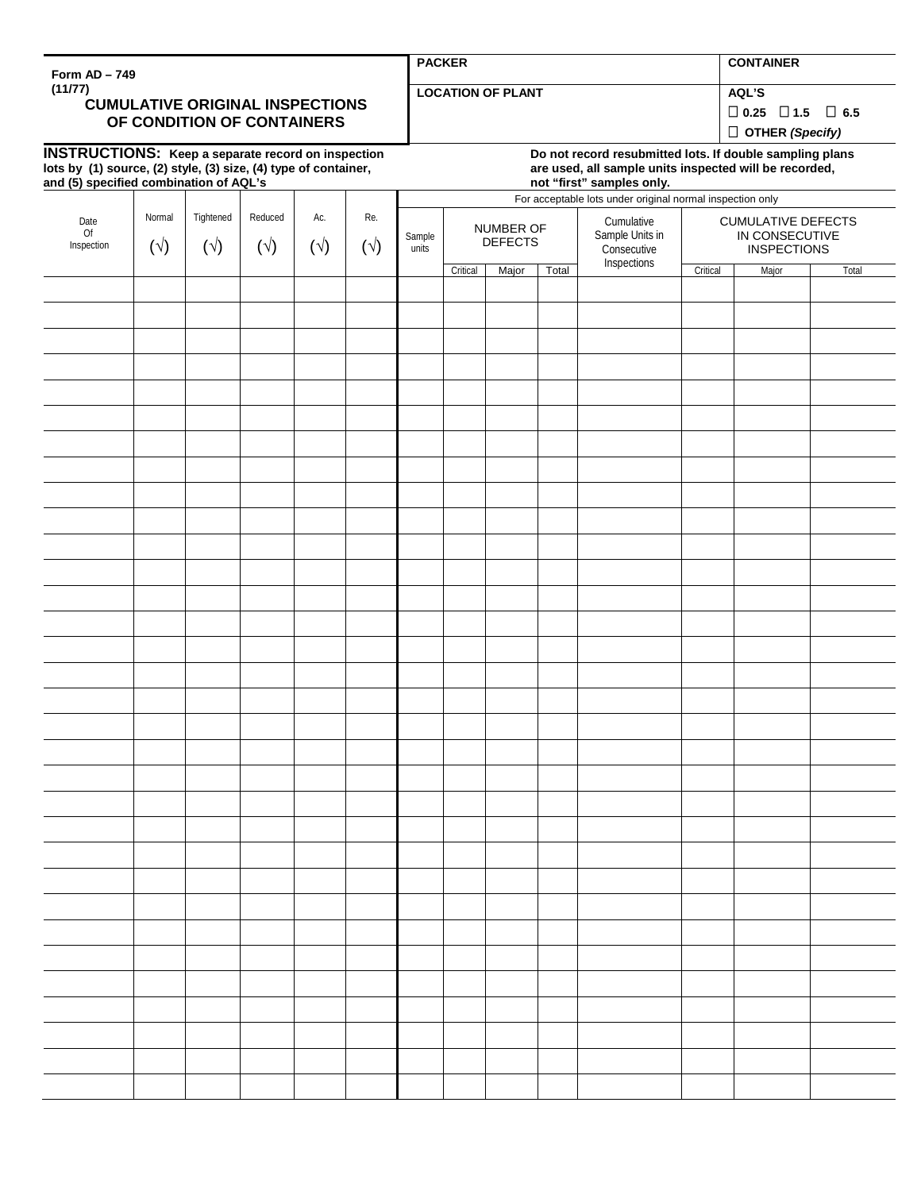**Form AD – 749**
**(11/77)**

# CUMULATIVE ORIGINAL INSPECTIONS OF CONDITION OF CONTAINERS

| PACKER | CONTAINER |
|---|---|
| **LOCATION OF PLANT** | **AQL'S** ☐ 0.25 ☐ 1.5 ☐ 6.5 ☐ OTHER *(Specify)* |

**INSTRUCTIONS: Keep a separate record on inspection lots by (1) source, (2) style, (3) size, (4) type of container, and (5) specified combination of AQL's**

**Do not record resubmitted lots. If double sampling plans are used, all sample units inspected will be recorded, not "first" samples only.**

| Date Of Inspection | Normal (√) | Tightened (√) | Reduced (√) | Ac. (√) | Re. (√) | For acceptable lots under original normal inspection only: Sample units | NUMBER OF DEFECTS | | | Cumulative Sample Units in Consecutive Inspections | CUMULATIVE DEFECTS IN CONSECUTIVE INSPECTIONS | | |
|---|---|---|---|---|---|---|---|---|---|---|---|---|---|
| | | | | | | | Critical | Major | Total | | Critical | Major | Total |
| | | | | | | | | | | | | | |
| | | | | | | | | | | | | | |
| | | | | | | | | | | | | | |
| | | | | | | | | | | | | | |
| | | | | | | | | | | | | | |
| | | | | | | | | | | | | | |
| | | | | | | | | | | | | | |
| | | | | | | | | | | | | | |
| | | | | | | | | | | | | | |
| | | | | | | | | | | | | | |
| | | | | | | | | | | | | | |
| | | | | | | | | | | | | | |
| | | | | | | | | | | | | | |
| | | | | | | | | | | | | | |
| | | | | | | | | | | | | | |
| | | | | | | | | | | | | | |
| | | | | | | | | | | | | | |
| | | | | | | | | | | | | | |
| | | | | | | | | | | | | | |
| | | | | | | | | | | | | | |
| | | | | | | | | | | | | | |
| | | | | | | | | | | | | | |
| | | | | | | | | | | | | | |
| | | | | | | | | | | | | | |
| | | | | | | | | | | | | | |
| | | | | | | | | | | | | | |
| | | | | | | | | | | | | | |
| | | | | | | | | | | | | | |
| | | | | | | | | | | | | | |
| | | | | | | | | | | | | | |
| | | | | | | | | | | | | | |
| | | | | | | | | | | | | | |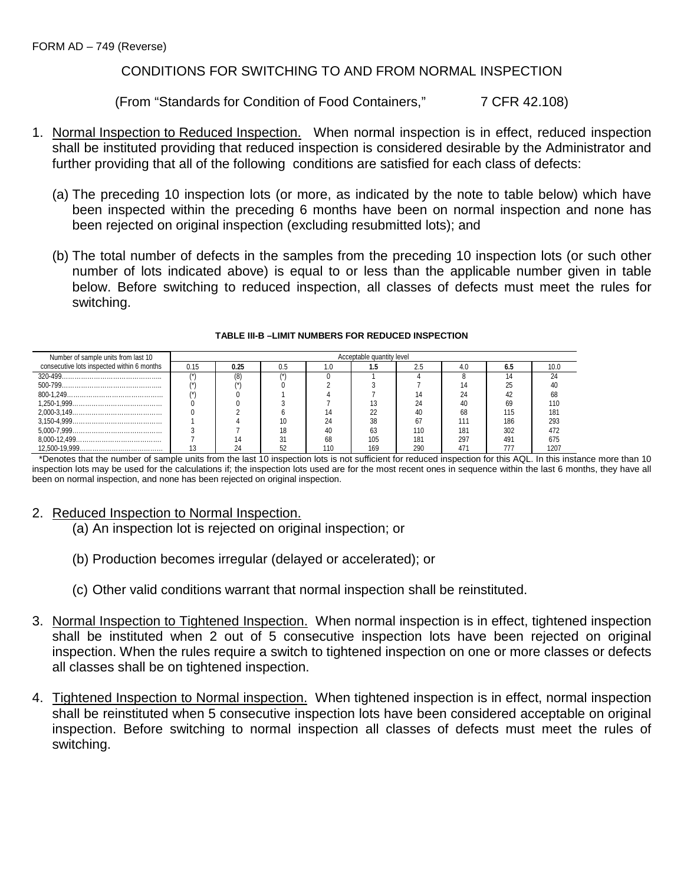FORM AD – 749 (Reverse)

## CONDITIONS FOR SWITCHING TO AND FROM NORMAL INSPECTION

(From "Standards for Condition of Food Containers," 7 CFR 42.108)

1. Normal Inspection to Reduced Inspection. When normal inspection is in effect, reduced inspection shall be instituted providing that reduced inspection is considered desirable by the Administrator and further providing that all of the following conditions are satisfied for each class of defects:

   (a) The preceding 10 inspection lots (or more, as indicated by the note to table below) which have been inspected within the preceding 6 months have been on normal inspection and none has been rejected on original inspection (excluding resubmitted lots); and

   (b) The total number of defects in the samples from the preceding 10 inspection lots (or such other number of lots indicated above) is equal to or less than the applicable number given in table below. Before switching to reduced inspection, all classes of defects must meet the rules for switching.

**TABLE III-B –LIMIT NUMBERS FOR REDUCED INSPECTION**

| Number of sample units from last 10 consecutive lots inspected within 6 months | Acceptable quantity level | | | | | | | | |
|---|---|---|---|---|---|---|---|---|---|
| | 0.15 | 0.25 | 0.5 | 1.0 | 1.5 | 2.5 | 4.0 | 6.5 | 10.0 |
| 320-499.............................................. | (*) | (8) | (*) | 0 | 1 | 4 | 8 | 14 | 24 |
| 500-799.............................................. | (*) | (*) | 0 | 2 | 3 | 7 | 14 | 25 | 40 |
| 800-1,249............................................ | (*) | 0 | 1 | 4 | 7 | 14 | 24 | 42 | 68 |
| 1,250-1,999.......................................... | 0 | 0 | 3 | 7 | 13 | 24 | 40 | 69 | 110 |
| 2,000-3,149.......................................... | 0 | 2 | 6 | 14 | 22 | 40 | 68 | 115 | 181 |
| 3,150-4,999.......................................... | 1 | 4 | 10 | 24 | 38 | 67 | 111 | 186 | 293 |
| 5,000-7,999.......................................... | 3 | 7 | 18 | 40 | 63 | 110 | 181 | 302 | 472 |
| 8,000-12,499........................................ | 7 | 14 | 31 | 68 | 105 | 181 | 297 | 491 | 675 |
| 12,500-19,999...................................... | 13 | 24 | 52 | 110 | 169 | 290 | 471 | 777 | 1207 |

*Denotes that the number of sample units from the last 10 inspection lots is not sufficient for reduced inspection for this AQL. In this instance more than 10 inspection lots may be used for the calculations if; the inspection lots used are for the most recent ones in sequence within the last 6 months, they have all been on normal inspection, and none has been rejected on original inspection.

2. Reduced Inspection to Normal Inspection.

   (a) An inspection lot is rejected on original inspection; or

   (b) Production becomes irregular (delayed or accelerated); or

   (c) Other valid conditions warrant that normal inspection shall be reinstituted.

3. Normal Inspection to Tightened Inspection. When normal inspection is in effect, tightened inspection shall be instituted when 2 out of 5 consecutive inspection lots have been rejected on original inspection. When the rules require a switch to tightened inspection on one or more classes or defects all classes shall be on tightened inspection.

4. Tightened Inspection to Normal inspection. When tightened inspection is in effect, normal inspection shall be reinstituted when 5 consecutive inspection lots have been considered acceptable on original inspection. Before switching to normal inspection all classes of defects must meet the rules of switching.